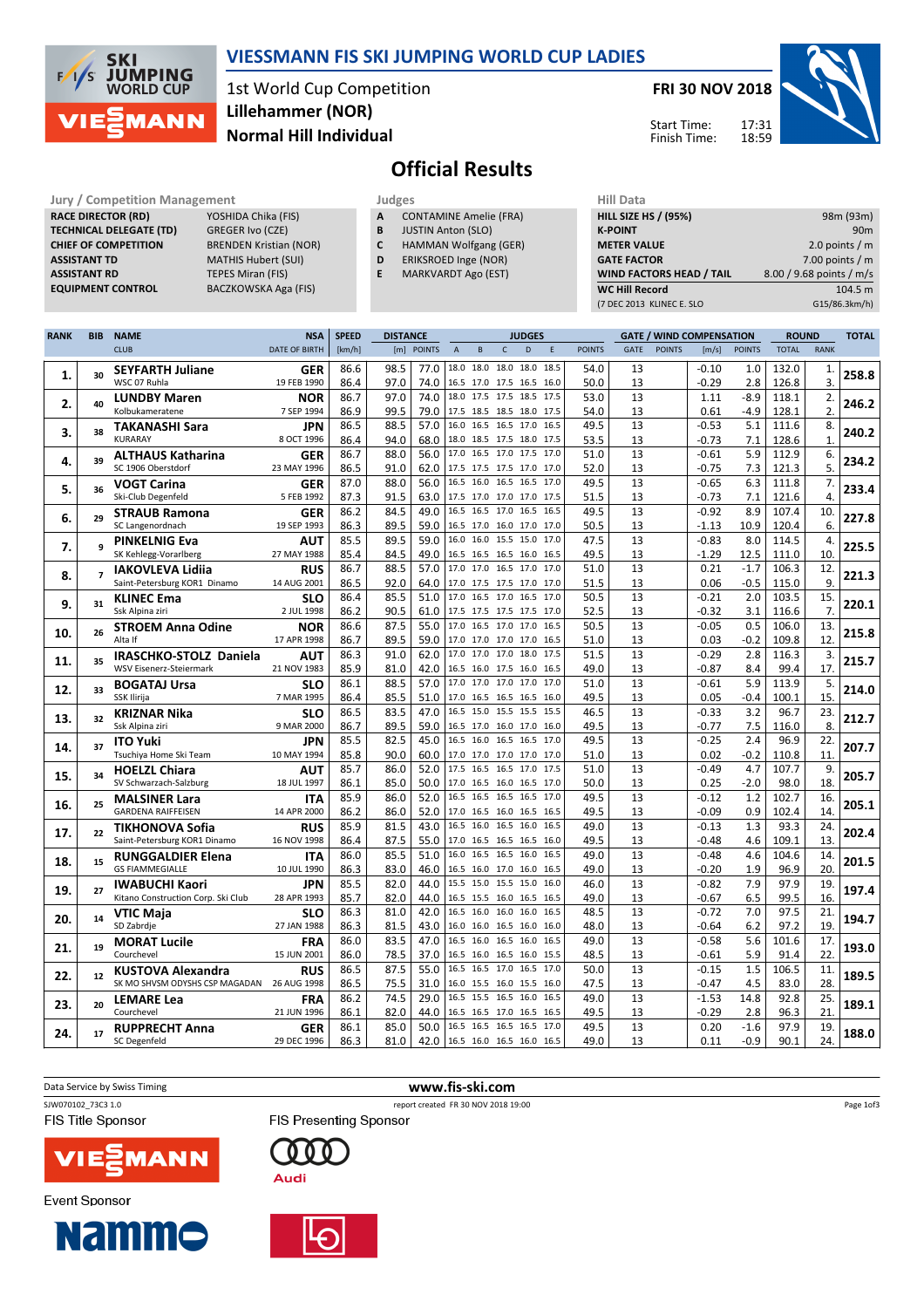# VIESSMANN FIS SKI JUMPING WORLD CUP LADIES

1st World Cup Competition
**Lillehammer (NOR)**
**Normal Hill Individual**

**FRI 30 NOV 2018**

Start Time: 17:31
Finish Time: 18:59

## Official Results

| Jury / Competition Management | |
|---|---|
| RACE DIRECTOR (RD) | YOSHIDA Chika (FIS) |
| TECHNICAL DELEGATE (TD) | GREGER Ivo (CZE) |
| CHIEF OF COMPETITION | BRENDEN Kristian (NOR) |
| ASSISTANT TD | MATHIS Hubert (SUI) |
| ASSISTANT RD | TEPES Miran (FIS) |
| EQUIPMENT CONTROL | BACZKOWSKA Aga (FIS) |

| Judges | |
|---|---|
| A | CONTAMINE Amelie (FRA) |
| B | JUSTIN Anton (SLO) |
| C | HAMMAN Wolfgang (GER) |
| D | ERIKSROED Inge (NOR) |
| E | MARKVARDT Ago (EST) |

| Hill Data | |
|---|---|
| HILL SIZE HS / (95%) | 98m (93m) |
| K-POINT | 90m |
| METER VALUE | 2.0 points / m |
| GATE FACTOR | 7.00 points / m |
| WIND FACTORS HEAD / TAIL | 8.00 / 9.68 points / m/s |
| WC Hill Record | 104.5 m |
| (7 DEC 2013 KLINEC E. SLO | G15/86.3km/h) |

| RANK | BIB | NAME / CLUB | NSA / DATE OF BIRTH | SPEED [km/h] | DISTANCE [m] | DISTANCE POINTS | A | B | C | D | E | JUDGES POINTS | GATE | GATE POINTS | WIND [m/s] | WIND POINTS | ROUND TOTAL | ROUND RANK | TOTAL |
|---|---|---|---|---|---|---|---|---|---|---|---|---|---|---|---|---|---|---|---|
| 1. | 30 | **SEYFARTH Juliane** | **GER** | 86.6 | 98.5 | 77.0 | 18.0 | 18.0 | 18.0 | 18.0 | 18.5 | 54.0 | 13 | | -0.10 | 1.0 | 132.0 | 1. | **258.8** |
| | | WSC 07 Ruhla | 19 FEB 1990 | 86.4 | 97.0 | 74.0 | 16.5 | 17.0 | 17.5 | 16.5 | 16.0 | 50.0 | 13 | | -0.29 | 2.8 | 126.8 | 3. | |
| 2. | 40 | **LUNDBY Maren** | **NOR** | 86.7 | 97.0 | 74.0 | 18.0 | 17.5 | 17.5 | 18.5 | 17.5 | 53.0 | 13 | | 1.11 | -8.9 | 118.1 | 2. | **246.2** |
| | | Kolbukameratene | 7 SEP 1994 | 86.9 | 99.5 | 79.0 | 17.5 | 18.5 | 18.5 | 18.0 | 17.5 | 54.0 | 13 | | 0.61 | -4.9 | 128.1 | 2. | |
| 3. | 38 | **TAKANASHI Sara** | **JPN** | 86.5 | 88.5 | 57.0 | 16.0 | 16.5 | 16.5 | 17.0 | 16.5 | 49.5 | 13 | | -0.53 | 5.1 | 111.6 | 8. | **240.2** |
| | | KURARAY | 8 OCT 1996 | 86.4 | 94.0 | 68.0 | 18.0 | 18.5 | 17.5 | 18.0 | 17.5 | 53.5 | 13 | | -0.73 | 7.1 | 128.6 | 1. | |
| 4. | 39 | **ALTHAUS Katharina** | **GER** | 86.7 | 88.0 | 56.0 | 17.0 | 16.5 | 17.0 | 17.5 | 17.0 | 51.0 | 13 | | -0.61 | 5.9 | 112.9 | 6. | **234.2** |
| | | SC 1906 Oberstdorf | 23 MAY 1996 | 86.5 | 91.0 | 62.0 | 17.5 | 17.5 | 17.5 | 17.0 | 17.0 | 52.0 | 13 | | -0.75 | 7.3 | 121.3 | 5. | |
| 5. | 36 | **VOGT Carina** | **GER** | 87.0 | 88.0 | 56.0 | 16.5 | 16.0 | 16.5 | 16.5 | 17.0 | 49.5 | 13 | | -0.65 | 6.3 | 111.8 | 7. | **233.4** |
| | | Ski-Club Degenfeld | 5 FEB 1992 | 87.3 | 91.5 | 63.0 | 17.5 | 17.0 | 17.0 | 17.0 | 17.5 | 51.5 | 13 | | -0.73 | 7.1 | 121.6 | 4. | |
| 6. | 29 | **STRAUB Ramona** | **GER** | 86.2 | 84.5 | 49.0 | 16.5 | 16.5 | 17.0 | 16.5 | 16.5 | 49.5 | 13 | | -0.92 | 8.9 | 107.4 | 10. | **227.8** |
| | | SC Langenordnach | 19 SEP 1993 | 86.3 | 89.5 | 59.0 | 16.5 | 17.0 | 16.0 | 17.0 | 17.0 | 50.5 | 13 | | -1.13 | 10.9 | 120.4 | 6. | |
| 7. | 9 | **PINKELNIG Eva** | **AUT** | 85.5 | 89.5 | 59.0 | 16.0 | 16.0 | 15.5 | 15.0 | 17.0 | 47.5 | 13 | | -0.83 | 8.0 | 114.5 | 4. | **225.5** |
| | | SK Kehlegg-Vorarlberg | 27 MAY 1988 | 85.4 | 84.5 | 49.0 | 16.5 | 16.5 | 16.5 | 16.0 | 16.5 | 49.5 | 13 | | -1.29 | 12.5 | 111.0 | 10. | |
| 8. | 7 | **IAKOVLEVA Lidiia** | **RUS** | 86.7 | 88.5 | 57.0 | 17.0 | 17.0 | 16.5 | 17.0 | 17.0 | 51.0 | 13 | | 0.21 | -1.7 | 106.3 | 12. | **221.3** |
| | | Saint-Petersburg KOR1 Dinamo | 14 AUG 2001 | 86.5 | 92.0 | 64.0 | 17.0 | 17.5 | 17.5 | 17.0 | 17.0 | 51.5 | 13 | | 0.06 | -0.5 | 115.0 | 9. | |
| 9. | 31 | **KLINEC Ema** | **SLO** | 86.4 | 85.5 | 51.0 | 17.0 | 16.5 | 17.0 | 16.5 | 17.0 | 50.5 | 13 | | -0.21 | 2.0 | 103.5 | 15. | **220.1** |
| | | Ssk Alpina ziri | 2 JUL 1998 | 86.2 | 90.5 | 61.0 | 17.5 | 17.5 | 17.5 | 17.5 | 17.0 | 52.5 | 13 | | -0.32 | 3.1 | 116.6 | 7. | |
| 10. | 26 | **STROEM Anna Odine** | **NOR** | 86.6 | 87.5 | 55.0 | 17.0 | 16.5 | 17.0 | 17.0 | 16.5 | 50.5 | 13 | | -0.05 | 0.5 | 106.0 | 13. | **215.8** |
| | | Alta If | 17 APR 1998 | 86.7 | 89.5 | 59.0 | 17.0 | 17.0 | 17.0 | 17.0 | 16.5 | 51.0 | 13 | | 0.03 | -0.2 | 109.8 | 12. | |
| 11. | 35 | **IRASCHKO-STOLZ Daniela** | **AUT** | 86.3 | 91.0 | 62.0 | 17.0 | 17.0 | 17.0 | 18.0 | 17.5 | 51.5 | 13 | | -0.29 | 2.8 | 116.3 | 3. | **215.7** |
| | | WSV Eisenerz-Steiermark | 21 NOV 1983 | 85.9 | 81.0 | 42.0 | 16.5 | 16.0 | 17.5 | 16.0 | 16.5 | 49.0 | 13 | | -0.87 | 8.4 | 99.4 | 17. | |
| 12. | 33 | **BOGATAJ Ursa** | **SLO** | 86.1 | 88.5 | 57.0 | 17.0 | 17.0 | 17.0 | 17.0 | 17.0 | 51.0 | 13 | | -0.61 | 5.9 | 113.9 | 5. | **214.0** |
| | | SSK Ilirija | 7 MAR 1995 | 86.4 | 85.5 | 51.0 | 17.0 | 16.5 | 16.5 | 16.5 | 16.0 | 49.5 | 13 | | 0.05 | -0.4 | 100.1 | 15. | |
| 13. | 32 | **KRIZNAR Nika** | **SLO** | 86.5 | 83.5 | 47.0 | 16.5 | 15.0 | 15.5 | 15.5 | 15.5 | 46.5 | 13 | | -0.33 | 3.2 | 96.7 | 23. | **212.7** |
| | | Ssk Alpina ziri | 9 MAR 2000 | 86.7 | 89.5 | 59.0 | 16.5 | 17.0 | 16.0 | 17.0 | 16.0 | 49.5 | 13 | | -0.77 | 7.5 | 116.0 | 8. | |
| 14. | 37 | **ITO Yuki** | **JPN** | 85.5 | 82.5 | 45.0 | 16.5 | 16.0 | 16.5 | 16.5 | 17.0 | 49.5 | 13 | | -0.25 | 2.4 | 96.9 | 22. | **207.7** |
| | | Tsuchiya Home Ski Team | 10 MAY 1994 | 85.8 | 90.0 | 60.0 | 17.0 | 17.0 | 17.0 | 17.0 | 17.0 | 51.0 | 13 | | 0.02 | -0.2 | 110.8 | 11. | |
| 15. | 34 | **HOELZL Chiara** | **AUT** | 85.7 | 86.0 | 52.0 | 17.5 | 16.5 | 16.5 | 17.0 | 17.5 | 51.0 | 13 | | -0.49 | 4.7 | 107.7 | 9. | **205.7** |
| | | SV Schwarzach-Salzburg | 18 JUL 1997 | 86.1 | 85.0 | 50.0 | 17.0 | 16.5 | 16.0 | 16.5 | 17.0 | 50.0 | 13 | | 0.25 | -2.0 | 98.0 | 18. | |
| 16. | 25 | **MALSINER Lara** | **ITA** | 85.9 | 86.0 | 52.0 | 16.5 | 16.5 | 16.5 | 16.5 | 17.0 | 49.5 | 13 | | -0.12 | 1.2 | 102.7 | 16. | **205.1** |
| | | GARDENA RAIFFEISEN | 14 APR 2000 | 86.2 | 86.0 | 52.0 | 17.0 | 16.5 | 16.0 | 16.5 | 16.5 | 49.5 | 13 | | -0.09 | 0.9 | 102.4 | 14. | |
| 17. | 22 | **TIKHONOVA Sofia** | **RUS** | 85.9 | 81.5 | 43.0 | 16.5 | 16.0 | 16.5 | 16.0 | 16.5 | 49.0 | 13 | | -0.13 | 1.3 | 93.3 | 24. | **202.4** |
| | | Saint-Petersburg KOR1 Dinamo | 16 NOV 1998 | 86.4 | 87.5 | 55.0 | 17.0 | 16.5 | 16.5 | 16.5 | 16.0 | 49.5 | 13 | | -0.48 | 4.6 | 109.1 | 13. | |
| 18. | 15 | **RUNGGALDIER Elena** | **ITA** | 86.0 | 85.5 | 51.0 | 16.0 | 16.5 | 16.5 | 16.0 | 16.5 | 49.0 | 13 | | -0.48 | 4.6 | 104.6 | 14. | **201.5** |
| | | GS FIAMMEGIALLE | 10 JUL 1990 | 86.3 | 83.0 | 46.0 | 16.5 | 16.0 | 17.0 | 16.0 | 16.5 | 49.0 | 13 | | -0.20 | 1.9 | 96.9 | 20. | |
| 19. | 27 | **IWABUCHI Kaori** | **JPN** | 85.5 | 82.0 | 44.0 | 15.5 | 15.0 | 15.5 | 15.5 | 16.0 | 46.0 | 13 | | -0.82 | 7.9 | 97.9 | 19. | **197.4** |
| | | Kitano Construction Corp. Ski Club | 28 APR 1993 | 85.7 | 82.0 | 44.0 | 16.5 | 15.5 | 16.0 | 16.5 | 16.5 | 49.0 | 13 | | -0.67 | 6.5 | 99.5 | 16. | |
| 20. | 14 | **VTIC Maja** | **SLO** | 86.3 | 81.0 | 42.0 | 16.5 | 16.0 | 16.0 | 16.0 | 16.5 | 48.5 | 13 | | -0.72 | 7.0 | 97.5 | 21. | **194.7** |
| | | SD Zabrdje | 27 JAN 1988 | 86.3 | 81.5 | 43.0 | 16.0 | 16.0 | 16.0 | 16.0 | 16.0 | 48.0 | 13 | | -0.64 | 6.2 | 97.2 | 19. | |
| 21. | 19 | **MORAT Lucile** | **FRA** | 86.0 | 83.5 | 47.0 | 16.5 | 16.0 | 16.5 | 16.0 | 16.5 | 49.0 | 13 | | -0.58 | 5.6 | 101.6 | 17. | **193.0** |
| | | Courchevel | 15 JUN 2001 | 86.0 | 78.5 | 37.0 | 16.5 | 16.0 | 16.5 | 16.0 | 15.5 | 48.5 | 13 | | -0.61 | 5.9 | 91.4 | 22. | |
| 22. | 12 | **KUSTOVA Alexandra** | **RUS** | 86.5 | 87.5 | 55.0 | 16.5 | 16.5 | 17.0 | 16.5 | 17.0 | 50.0 | 13 | | -0.15 | 1.5 | 106.5 | 11. | **189.5** |
| | | SK MO SHVSM ODYSHS CSP MAGADAN | 26 AUG 1998 | 86.5 | 75.5 | 31.0 | 16.0 | 15.5 | 16.0 | 15.5 | 16.0 | 47.5 | 13 | | -0.47 | 4.5 | 83.0 | 28. | |
| 23. | 20 | **LEMARE Lea** | **FRA** | 86.2 | 74.5 | 29.0 | 16.5 | 15.5 | 16.5 | 16.0 | 16.5 | 49.0 | 13 | | -1.53 | 14.8 | 92.8 | 25. | **189.1** |
| | | Courchevel | 21 JUN 1996 | 86.1 | 82.0 | 44.0 | 16.5 | 16.5 | 17.0 | 16.5 | 16.5 | 49.5 | 13 | | -0.29 | 2.8 | 96.3 | 21. | |
| 24. | 17 | **RUPPRECHT Anna** | **GER** | 86.1 | 85.0 | 50.0 | 16.5 | 16.5 | 16.5 | 16.5 | 17.0 | 49.5 | 13 | | 0.20 | -1.6 | 97.9 | 19. | **188.0** |
| | | SC Degenfeld | 29 DEC 1996 | 86.3 | 81.0 | 42.0 | 16.5 | 16.0 | 16.5 | 16.0 | 16.5 | 49.0 | 13 | | 0.11 | -0.9 | 90.1 | 24. | |

Data Service by Swiss Timing

www.fis-ski.com

SJW070102_73C3 1.0 report created FR 30 NOV 2018 19:00

FIS Title Sponsor
FIS Presenting Sponsor
Event Sponsor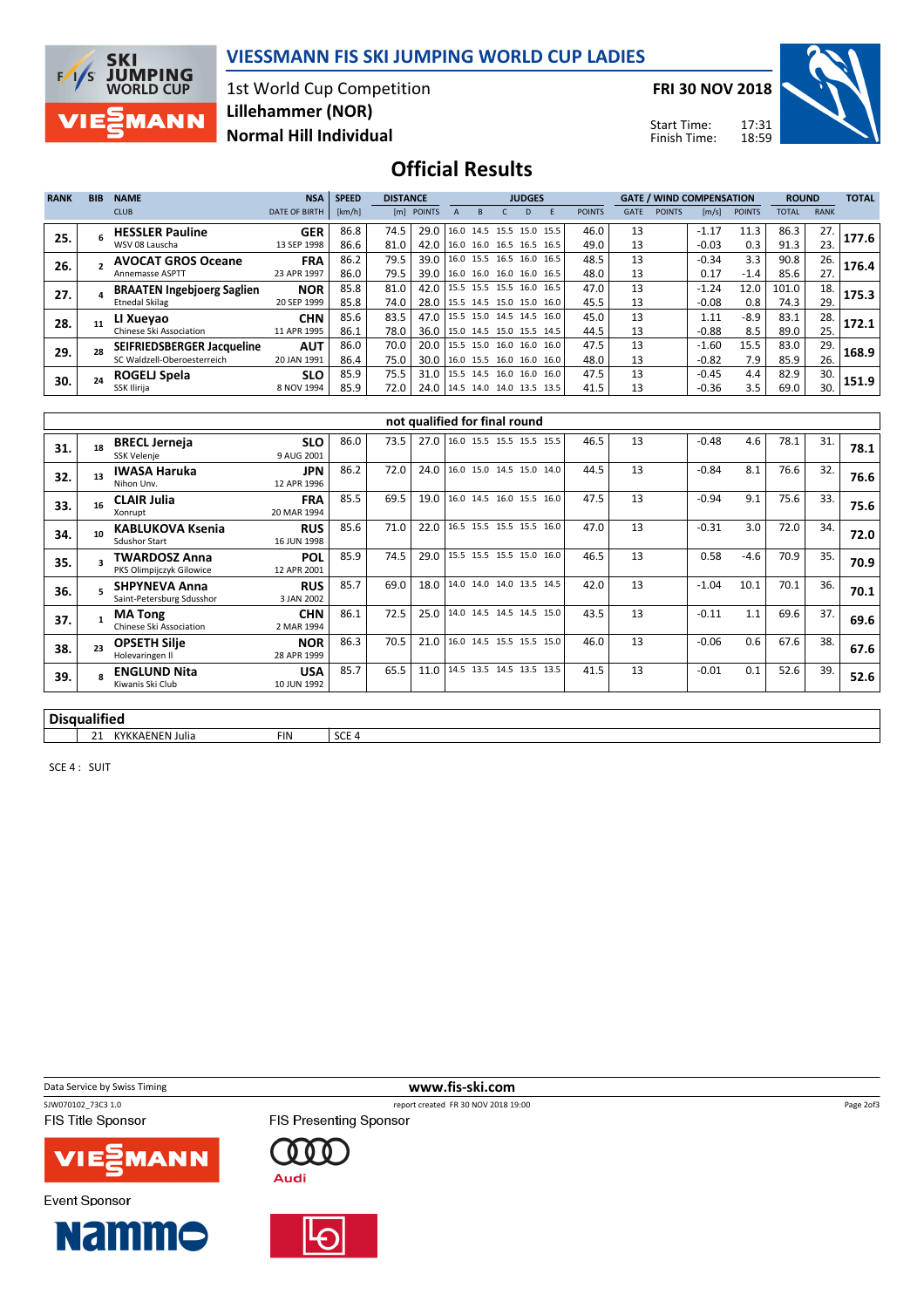# VIESSMANN FIS SKI JUMPING WORLD CUP LADIES

1st World Cup Competition
Lillehammer (NOR)
Normal Hill Individual

FRI 30 NOV 2018

Start Time: 17:31
Finish Time: 18:59

## Official Results

| RANK | BIB | NAME / CLUB | NSA / DATE OF BIRTH | SPEED [km/h] | DISTANCE [m] | DISTANCE POINTS | JUDGES A | B | C | D | E | JUDGES POINTS | GATE | GATE POINTS | WIND [m/s] | WIND POINTS | ROUND TOTAL | ROUND RANK | TOTAL |
|---|---|---|---|---|---|---|---|---|---|---|---|---|---|---|---|---|---|---|---|
| 25. | 6 | **HESSLER Pauline** | **GER** | 86.8 | 74.5 | 29.0 | 16.0 | 14.5 | 15.5 | 15.0 | 15.5 | 46.0 | 13 | | -1.17 | 11.3 | 86.3 | 27. | 177.6 |
| | | WSV 08 Lauscha | 13 SEP 1998 | 86.6 | 81.0 | 42.0 | 16.0 | 16.0 | 16.5 | 16.5 | 16.5 | 49.0 | 13 | | -0.03 | 0.3 | 91.3 | 23. | |
| 26. | 2 | **AVOCAT GROS Oceane** | **FRA** | 86.2 | 79.5 | 39.0 | 16.0 | 15.5 | 16.5 | 16.0 | 16.5 | 48.5 | 13 | | -0.34 | 3.3 | 90.8 | 26. | 176.4 |
| | | Annemasse ASPTT | 23 APR 1997 | 86.0 | 79.5 | 39.0 | 16.0 | 16.0 | 16.0 | 16.0 | 16.5 | 48.0 | 13 | | 0.17 | -1.4 | 85.6 | 27. | |
| 27. | 4 | **BRAATEN Ingebjoerg Saglien** | **NOR** | 85.8 | 81.0 | 42.0 | 15.5 | 15.5 | 15.5 | 16.0 | 16.5 | 47.0 | 13 | | -1.24 | 12.0 | 101.0 | 18. | 175.3 |
| | | Etnedal Skilag | 20 SEP 1999 | 85.8 | 74.0 | 28.0 | 15.5 | 14.5 | 15.0 | 15.0 | 16.0 | 45.5 | 13 | | -0.08 | 0.8 | 74.3 | 29. | |
| 28. | 11 | **LI Xueyao** | **CHN** | 85.6 | 83.5 | 47.0 | 15.5 | 15.0 | 14.5 | 14.5 | 16.0 | 45.0 | 13 | | 1.11 | -8.9 | 83.1 | 28. | 172.1 |
| | | Chinese Ski Association | 11 APR 1995 | 86.1 | 78.0 | 36.0 | 15.0 | 14.5 | 15.0 | 15.5 | 14.5 | 44.5 | 13 | | -0.88 | 8.5 | 89.0 | 25. | |
| 29. | 28 | **SEIFRIEDSBERGER Jacqueline** | **AUT** | 86.0 | 70.0 | 20.0 | 15.5 | 15.0 | 16.0 | 16.0 | 16.0 | 47.5 | 13 | | -1.60 | 15.5 | 83.0 | 29. | 168.9 |
| | | SC Waldzell-Oberoesterreich | 20 JAN 1991 | 86.4 | 75.0 | 30.0 | 16.0 | 15.5 | 16.0 | 16.0 | 16.0 | 48.0 | 13 | | -0.82 | 7.9 | 85.9 | 26. | |
| 30. | 24 | **ROGELJ Spela** | **SLO** | 85.9 | 75.5 | 31.0 | 15.5 | 14.5 | 16.0 | 16.0 | 16.0 | 47.5 | 13 | | -0.45 | 4.4 | 82.9 | 30. | 151.9 |
| | | SSK Ilirija | 8 NOV 1994 | 85.9 | 72.0 | 24.0 | 14.5 | 14.0 | 14.0 | 13.5 | 13.5 | 41.5 | 13 | | -0.36 | 3.5 | 69.0 | 30. | |

### not qualified for final round

| RANK | BIB | NAME / CLUB | NSA / DATE OF BIRTH | SPEED [km/h] | DISTANCE [m] | DISTANCE POINTS | JUDGES A | B | C | D | E | JUDGES POINTS | GATE | GATE POINTS | WIND [m/s] | WIND POINTS | ROUND TOTAL | ROUND RANK | TOTAL |
|---|---|---|---|---|---|---|---|---|---|---|---|---|---|---|---|---|---|---|---|
| 31. | 18 | **BRECL Jerneja** / SSK Velenje | **SLO** / 9 AUG 2001 | 86.0 | 73.5 | 27.0 | 16.0 | 15.5 | 15.5 | 15.5 | 15.5 | 46.5 | 13 | | -0.48 | 4.6 | 78.1 | 31. | 78.1 |
| 32. | 13 | **IWASA Haruka** / Nihon Unv. | **JPN** / 12 APR 1996 | 86.2 | 72.0 | 24.0 | 16.0 | 15.0 | 14.5 | 15.0 | 14.0 | 44.5 | 13 | | -0.84 | 8.1 | 76.6 | 32. | 76.6 |
| 33. | 16 | **CLAIR Julia** / Xonrupt | **FRA** / 20 MAR 1994 | 85.5 | 69.5 | 19.0 | 16.0 | 14.5 | 16.0 | 15.5 | 16.0 | 47.5 | 13 | | -0.94 | 9.1 | 75.6 | 33. | 75.6 |
| 34. | 10 | **KABLUKOVA Ksenia** / Sdushor Start | **RUS** / 16 JUN 1998 | 85.6 | 71.0 | 22.0 | 16.5 | 15.5 | 15.5 | 15.5 | 16.0 | 47.0 | 13 | | -0.31 | 3.0 | 72.0 | 34. | 72.0 |
| 35. | 3 | **TWARDOSZ Anna** / PKS Olimpijczyk Gilowice | **POL** / 12 APR 2001 | 85.9 | 74.5 | 29.0 | 15.5 | 15.5 | 15.5 | 15.0 | 16.0 | 46.5 | 13 | | 0.58 | -4.6 | 70.9 | 35. | 70.9 |
| 36. | 5 | **SHPYNEVA Anna** / Saint-Petersburg Sdusshor | **RUS** / 3 JAN 2002 | 85.7 | 69.0 | 18.0 | 14.0 | 14.0 | 14.0 | 13.5 | 14.5 | 42.0 | 13 | | -1.04 | 10.1 | 70.1 | 36. | 70.1 |
| 37. | 1 | **MA Tong** / Chinese Ski Association | **CHN** / 2 MAR 1994 | 86.1 | 72.5 | 25.0 | 14.0 | 14.5 | 14.5 | 14.5 | 15.0 | 43.5 | 13 | | -0.11 | 1.1 | 69.6 | 37. | 69.6 |
| 38. | 23 | **OPSETH Silje** / Holevaringen Il | **NOR** / 28 APR 1999 | 86.3 | 70.5 | 21.0 | 16.0 | 14.5 | 15.5 | 15.5 | 15.0 | 46.0 | 13 | | -0.06 | 0.6 | 67.6 | 38. | 67.6 |
| 39. | 8 | **ENGLUND Nita** / Kiwanis Ski Club | **USA** / 10 JUN 1992 | 85.7 | 65.5 | 11.0 | 14.5 | 13.5 | 14.5 | 13.5 | 13.5 | 41.5 | 13 | | -0.01 | 0.1 | 52.6 | 39. | 52.6 |

### Disqualified

| BIB | NAME | NSA | REASON |
|---|---|---|---|
| 21 | KYKKAENEN Julia | FIN | SCE 4 |

SCE 4 : SUIT

Data Service by Swiss Timing
www.fis-ski.com
SJW070102_73C3 1.0 report created FR 30 NOV 2018 19:00

FIS Title Sponsor: VIESSMANN
FIS Presenting Sponsor: Audi
Event Sponsor: Nammo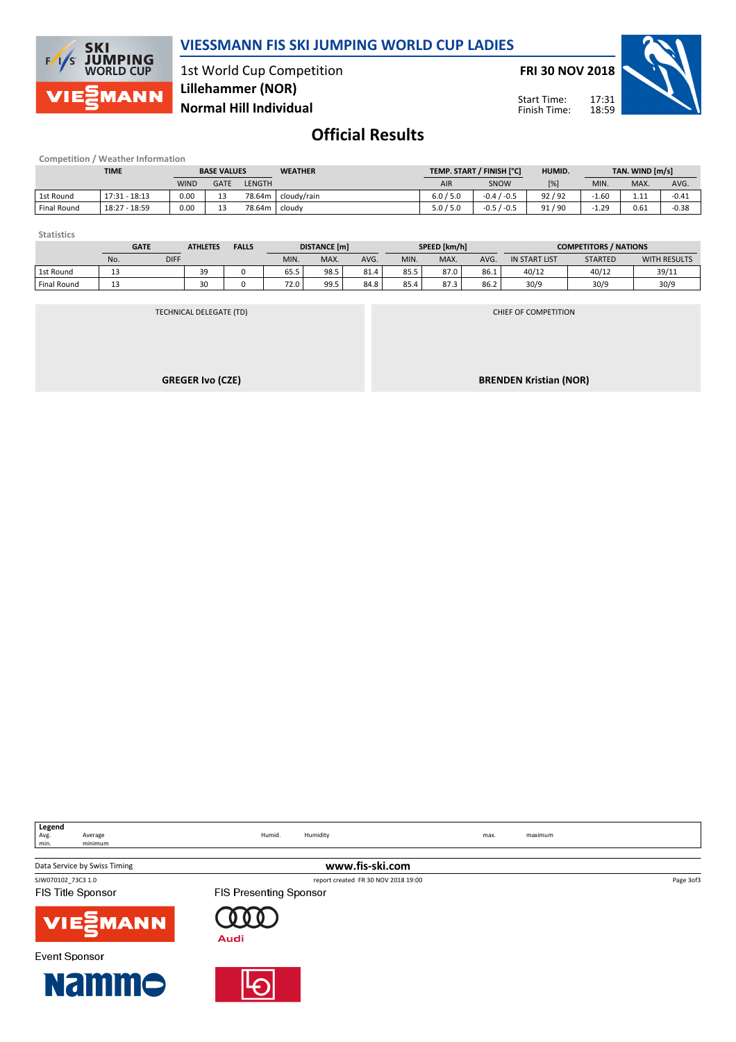# VIESSMANN FIS SKI JUMPING WORLD CUP LADIES

1st World Cup Competition
**Lillehammer (NOR)**
**Normal Hill Individual**

**FRI 30 NOV 2018**

Start Time: 17:31
Finish Time: 18:59

## Official Results

Competition / Weather Information

| | TIME | BASE VALUES | | | WEATHER | TEMP. START / FINISH [°C] | | HUMID. | TAN. WIND [m/s] | | |
|---|---|---|---|---|---|---|---|---|---|---|---|
| | | WIND | GATE | LENGTH | | AIR | SNOW | [%] | MIN. | MAX. | AVG. |
| 1st Round | 17:31 - 18:13 | 0.00 | 13 | 78.64m | cloudy/rain | 6.0 / 5.0 | -0.4 / -0.5 | 92 / 92 | -1.60 | 1.11 | -0.41 |
| Final Round | 18:27 - 18:59 | 0.00 | 13 | 78.64m | cloudy | 5.0 / 5.0 | -0.5 / -0.5 | 91 / 90 | -1.29 | 0.61 | -0.38 |

Statistics

| | GATE | | ATHLETES | FALLS | DISTANCE [m] | | | SPEED [km/h] | | | COMPETITORS / NATIONS | | |
|---|---|---|---|---|---|---|---|---|---|---|---|---|---|
| | No. | DIFF | | | MIN. | MAX. | AVG. | MIN. | MAX. | AVG. | IN START LIST | STARTED | WITH RESULTS |
| 1st Round | 13 | | 39 | 0 | 65.5 | 98.5 | 81.4 | 85.5 | 87.0 | 86.1 | 40/12 | 40/12 | 39/11 |
| Final Round | 13 | | 30 | 0 | 72.0 | 99.5 | 84.8 | 85.4 | 87.3 | 86.2 | 30/9 | 30/9 | 30/9 |

TECHNICAL DELEGATE (TD)

**GREGER Ivo (CZE)**

CHIEF OF COMPETITION

**BRENDEN Kristian (NOR)**

**Legend**
Avg. Average
min. minimum
Humid. Humidity
max. maximum

Data Service by Swiss Timing
www.fis-ski.com
SJW070102_73C3 1.0
report created FR 30 NOV 2018 19:00

FIS Title Sponsor
FIS Presenting Sponsor
Event Sponsor